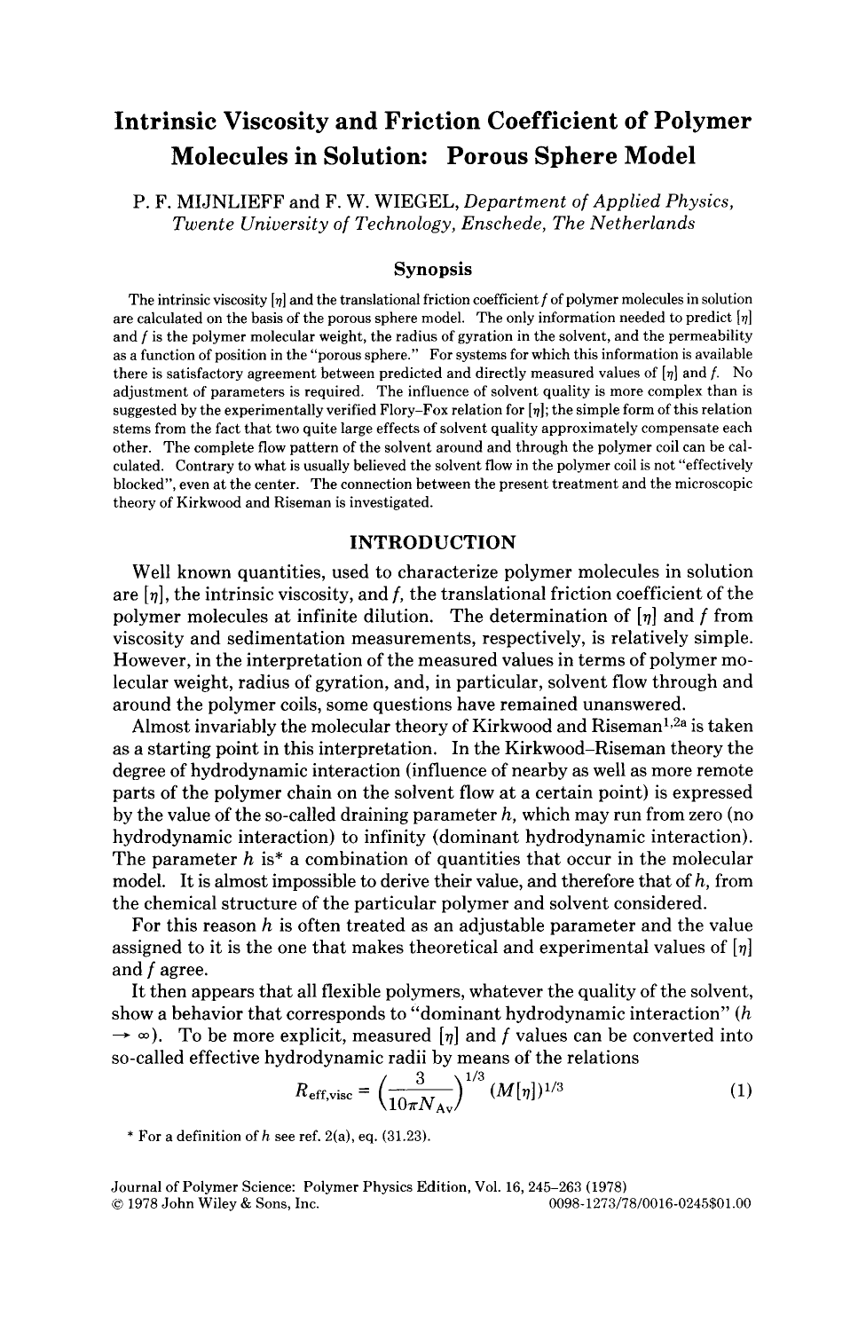# Intrinsic Viscosity and Friction Coefficient of Polymer Molecules in Solution: Porous Sphere Model

P. F. MIJNLIEFF and F. W. WIEGEL, *Department of Applied Physics, Twente University of Technology, Enschede, The Netherlands*

## Synopsis

The intrinsic viscosity $[\eta]$ and the translational friction coefficient $f$ of polymer molecules in solution are calculated on the basis of the porous sphere model. The only information needed to predict $[\eta]$ and $f$ is the polymer molecular weight, the radius of gyration in the solvent, and the permeability as a function of position in the "porous sphere." For systems for which this information is available there is satisfactory agreement between predicted and directly measured values of $[\eta]$ and $f$. No adjustment of parameters is required. The influence of solvent quality is more complex than is suggested by the experimentally verified Flory–Fox relation for $[\eta]$; the simple form of this relation stems from the fact that two quite large effects of solvent quality approximately compensate each other. The complete flow pattern of the solvent around and through the polymer coil can be calculated. Contrary to what is usually believed the solvent flow in the polymer coil is not "effectively blocked", even at the center. The connection between the present treatment and the microscopic theory of Kirkwood and Riseman is investigated.

## INTRODUCTION

Well known quantities, used to characterize polymer molecules in solution are $[\eta]$, the intrinsic viscosity, and $f$, the translational friction coefficient of the polymer molecules at infinite dilution. The determination of $[\eta]$ and $f$ from viscosity and sedimentation measurements, respectively, is relatively simple. However, in the interpretation of the measured values in terms of polymer molecular weight, radius of gyration, and, in particular, solvent flow through and around the polymer coils, some questions have remained unanswered.

Almost invariably the molecular theory of Kirkwood and Riseman[1,2a] is taken as a starting point in this interpretation. In the Kirkwood–Riseman theory the degree of hydrodynamic interaction (influence of nearby as well as more remote parts of the polymer chain on the solvent flow at a certain point) is expressed by the value of the so-called draining parameter $h$, which may run from zero (no hydrodynamic interaction) to infinity (dominant hydrodynamic interaction). The parameter $h$ is* a combination of quantities that occur in the molecular model. It is almost impossible to derive their value, and therefore that of $h$, from the chemical structure of the particular polymer and solvent considered.

For this reason $h$ is often treated as an adjustable parameter and the value assigned to it is the one that makes theoretical and experimental values of $[\eta]$ and $f$ agree.

It then appears that all flexible polymers, whatever the quality of the solvent, show a behavior that corresponds to "dominant hydrodynamic interaction" ($h \rightarrow \infty$). To be more explicit, measured $[\eta]$ and $f$ values can be converted into so-called effective hydrodynamic radii by means of the relations

$$R_{\text{eff,visc}} = \left(\frac{3}{10\pi N_{\text{Av}}}\right)^{1/3} (M[\eta])^{1/3} \tag{1}$$

\* For a definition of $h$ see ref. 2(a), eq. (31.23).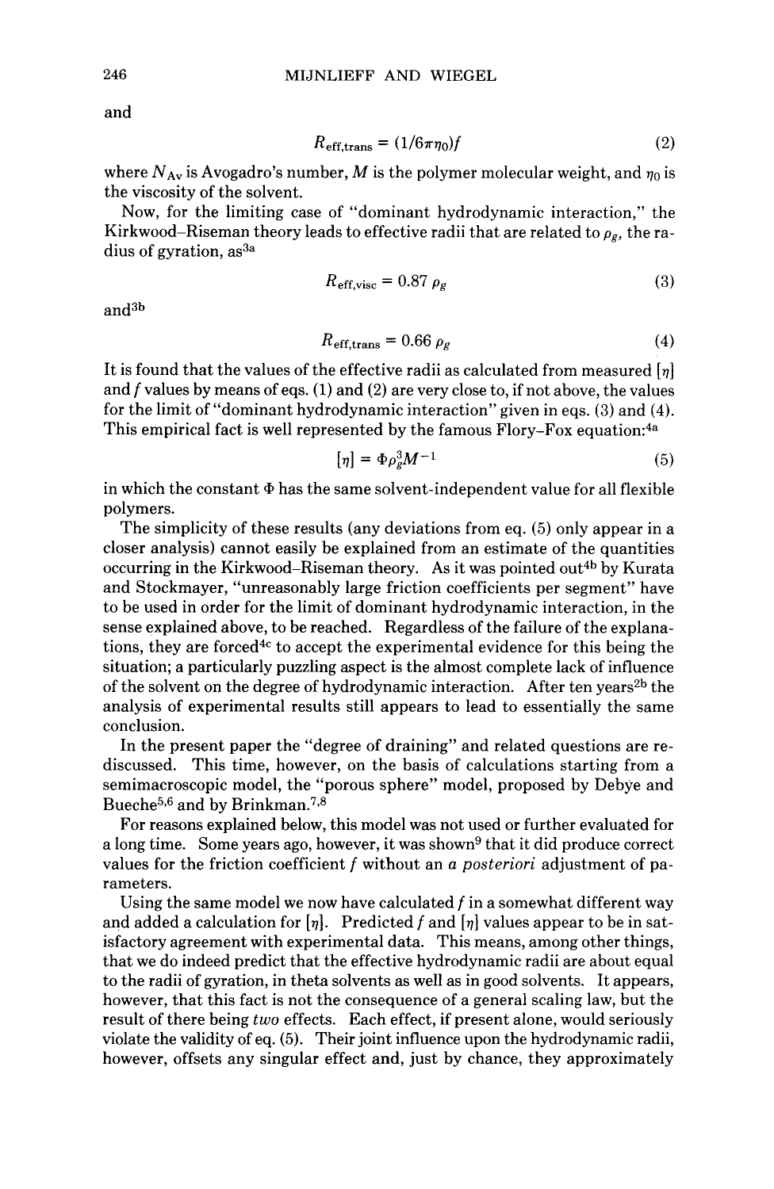and

$$R_{\text{eff,trans}} = (1/6\pi\eta_0)f \tag{2}$$

where $N_{\text{Av}}$ is Avogadro's number, $M$ is the polymer molecular weight, and $\eta_0$ is the viscosity of the solvent.

Now, for the limiting case of "dominant hydrodynamic interaction," the Kirkwood–Riseman theory leads to effective radii that are related to $\rho_g$, the radius of gyration, as[3a]

$$R_{\text{eff,visc}} = 0.87\ \rho_g \tag{3}$$

and[3b]

$$R_{\text{eff,trans}} = 0.66\ \rho_g \tag{4}$$

It is found that the values of the effective radii as calculated from measured $[\eta]$ and $f$ values by means of eqs. (1) and (2) are very close to, if not above, the values for the limit of "dominant hydrodynamic interaction" given in eqs. (3) and (4). This empirical fact is well represented by the famous Flory–Fox equation:[4a]

$$[\eta] = \Phi \rho_g^3 M^{-1} \tag{5}$$

in which the constant $\Phi$ has the same solvent-independent value for all flexible polymers.

The simplicity of these results (any deviations from eq. (5) only appear in a closer analysis) cannot easily be explained from an estimate of the quantities occurring in the Kirkwood–Riseman theory. As it was pointed out[4b] by Kurata and Stockmayer, "unreasonably large friction coefficients per segment" have to be used in order for the limit of dominant hydrodynamic interaction, in the sense explained above, to be reached. Regardless of the failure of the explanations, they are forced[4c] to accept the experimental evidence for this being the situation; a particularly puzzling aspect is the almost complete lack of influence of the solvent on the degree of hydrodynamic interaction. After ten years[2b] the analysis of experimental results still appears to lead to essentially the same conclusion.

In the present paper the "degree of draining" and related questions are rediscussed. This time, however, on the basis of calculations starting from a semimacroscopic model, the "porous sphere" model, proposed by Debye and Bueche[5,6] and by Brinkman.[7,8]

For reasons explained below, this model was not used or further evaluated for a long time. Some years ago, however, it was shown[9] that it did produce correct values for the friction coefficient $f$ without an *a posteriori* adjustment of parameters.

Using the same model we now have calculated $f$ in a somewhat different way and added a calculation for $[\eta]$. Predicted $f$ and $[\eta]$ values appear to be in satisfactory agreement with experimental data. This means, among other things, that we do indeed predict that the effective hydrodynamic radii are about equal to the radii of gyration, in theta solvents as well as in good solvents. It appears, however, that this fact is not the consequence of a general scaling law, but the result of there being *two* effects. Each effect, if present alone, would seriously violate the validity of eq. (5). Their joint influence upon the hydrodynamic radii, however, offsets any singular effect and, just by chance, they approximately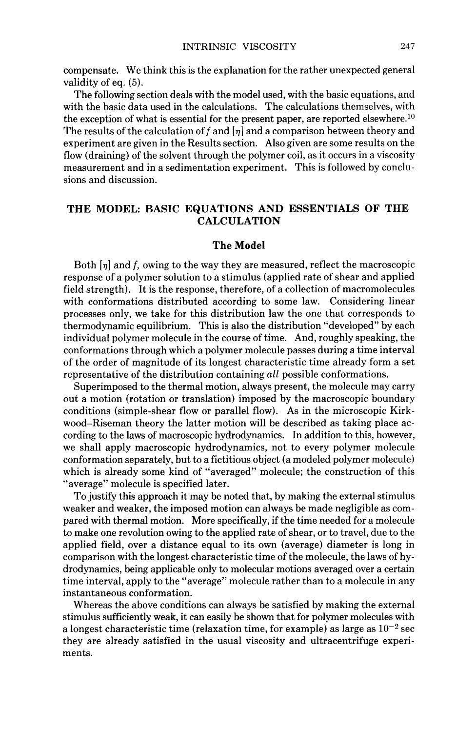compensate. We think this is the explanation for the rather unexpected general validity of eq. (5).

The following section deals with the model used, with the basic equations, and with the basic data used in the calculations. The calculations themselves, with the exception of what is essential for the present paper, are reported elsewhere.[10] The results of the calculation of $f$ and $[\eta]$ and a comparison between theory and experiment are given in the Results section. Also given are some results on the flow (draining) of the solvent through the polymer coil, as it occurs in a viscosity measurement and in a sedimentation experiment. This is followed by conclusions and discussion.

## THE MODEL: BASIC EQUATIONS AND ESSENTIALS OF THE CALCULATION

### The Model

Both $[\eta]$ and $f$, owing to the way they are measured, reflect the macroscopic response of a polymer solution to a stimulus (applied rate of shear and applied field strength). It is the response, therefore, of a collection of macromolecules with conformations distributed according to some law. Considering linear processes only, we take for this distribution law the one that corresponds to thermodynamic equilibrium. This is also the distribution "developed" by each individual polymer molecule in the course of time. And, roughly speaking, the conformations through which a polymer molecule passes during a time interval of the order of magnitude of its longest characteristic time already form a set representative of the distribution containing *all* possible conformations.

Superimposed to the thermal motion, always present, the molecule may carry out a motion (rotation or translation) imposed by the macroscopic boundary conditions (simple-shear flow or parallel flow). As in the microscopic Kirkwood–Riseman theory the latter motion will be described as taking place according to the laws of macroscopic hydrodynamics. In addition to this, however, we shall apply macroscopic hydrodynamics, not to every polymer molecule conformation separately, but to a fictitious object (a modeled polymer molecule) which is already some kind of "averaged" molecule; the construction of this "average" molecule is specified later.

To justify this approach it may be noted that, by making the external stimulus weaker and weaker, the imposed motion can always be made negligible as compared with thermal motion. More specifically, if the time needed for a molecule to make one revolution owing to the applied rate of shear, or to travel, due to the applied field, over a distance equal to its own (average) diameter is long in comparison with the longest characteristic time of the molecule, the laws of hydrodynamics, being applicable only to molecular motions averaged over a certain time interval, apply to the "average" molecule rather than to a molecule in any instantaneous conformation.

Whereas the above conditions can always be satisfied by making the external stimulus sufficiently weak, it can easily be shown that for polymer molecules with a longest characteristic time (relaxation time, for example) as large as $10^{-2}$ sec they are already satisfied in the usual viscosity and ultracentrifuge experiments.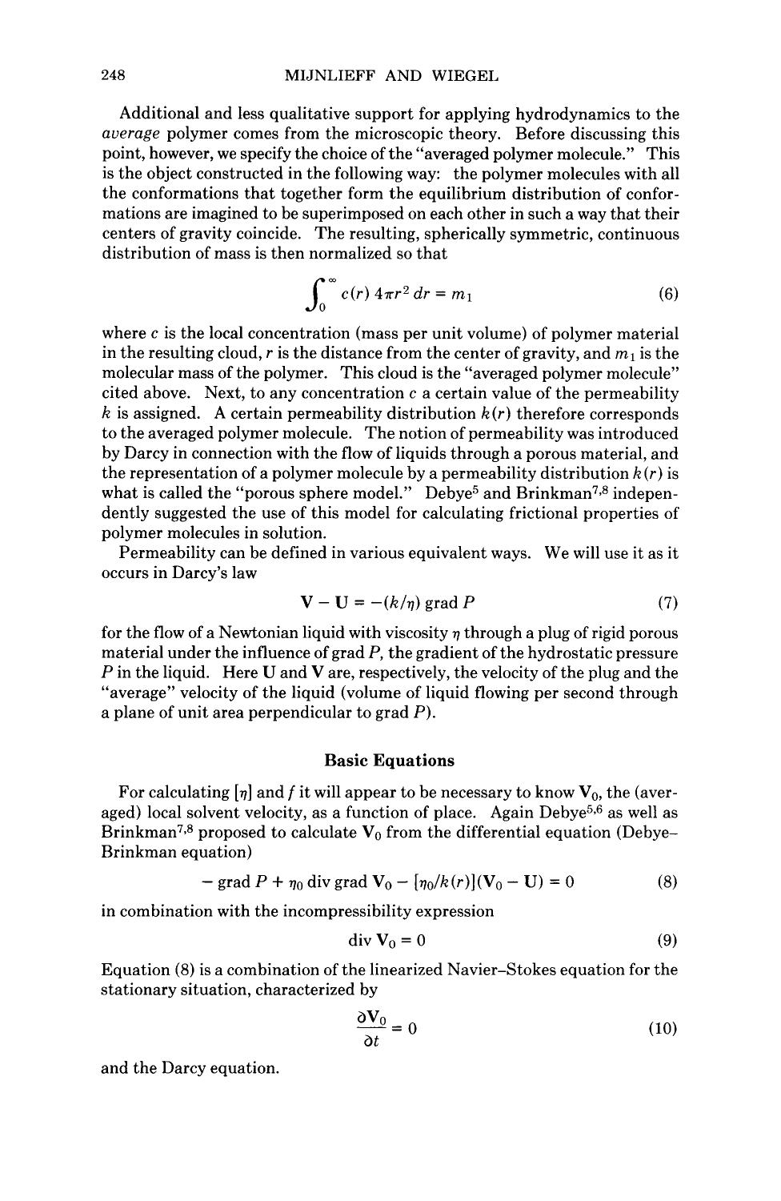Additional and less qualitative support for applying hydrodynamics to the *average* polymer comes from the microscopic theory. Before discussing this point, however, we specify the choice of the "averaged polymer molecule." This is the object constructed in the following way: the polymer molecules with all the conformations that together form the equilibrium distribution of conformations are imagined to be superimposed on each other in such a way that their centers of gravity coincide. The resulting, spherically symmetric, continuous distribution of mass is then normalized so that

$$\int_0^\infty c(r)\, 4\pi r^2\, dr = m_1 \tag{6}$$

where $c$ is the local concentration (mass per unit volume) of polymer material in the resulting cloud, $r$ is the distance from the center of gravity, and $m_1$ is the molecular mass of the polymer. This cloud is the "averaged polymer molecule" cited above. Next, to any concentration $c$ a certain value of the permeability $k$ is assigned. A certain permeability distribution $k(r)$ therefore corresponds to the averaged polymer molecule. The notion of permeability was introduced by Darcy in connection with the flow of liquids through a porous material, and the representation of a polymer molecule by a permeability distribution $k(r)$ is what is called the "porous sphere model." Debye[5] and Brinkman[7,8] independently suggested the use of this model for calculating frictional properties of polymer molecules in solution.

Permeability can be defined in various equivalent ways. We will use it as it occurs in Darcy's law

$$\mathbf{V} - \mathbf{U} = -(k/\eta) \operatorname{grad} P \tag{7}$$

for the flow of a Newtonian liquid with viscosity $\eta$ through a plug of rigid porous material under the influence of grad $P$, the gradient of the hydrostatic pressure $P$ in the liquid. Here $\mathbf{U}$ and $\mathbf{V}$ are, respectively, the velocity of the plug and the "average" velocity of the liquid (volume of liquid flowing per second through a plane of unit area perpendicular to grad $P$).

## Basic Equations

For calculating $[\eta]$ and $f$ it will appear to be necessary to know $\mathbf{V}_0$, the (averaged) local solvent velocity, as a function of place. Again Debye[5,6] as well as Brinkman[7,8] proposed to calculate $\mathbf{V}_0$ from the differential equation (Debye–Brinkman equation)

$$-\operatorname{grad} P + \eta_0 \operatorname{div} \operatorname{grad} \mathbf{V}_0 - [\eta_0/k(r)](\mathbf{V}_0 - \mathbf{U}) = 0 \tag{8}$$

in combination with the incompressibility expression

$$\operatorname{div} \mathbf{V}_0 = 0 \tag{9}$$

Equation (8) is a combination of the linearized Navier–Stokes equation for the stationary situation, characterized by

$$\frac{\partial \mathbf{V}_0}{\partial t} = 0 \tag{10}$$

and the Darcy equation.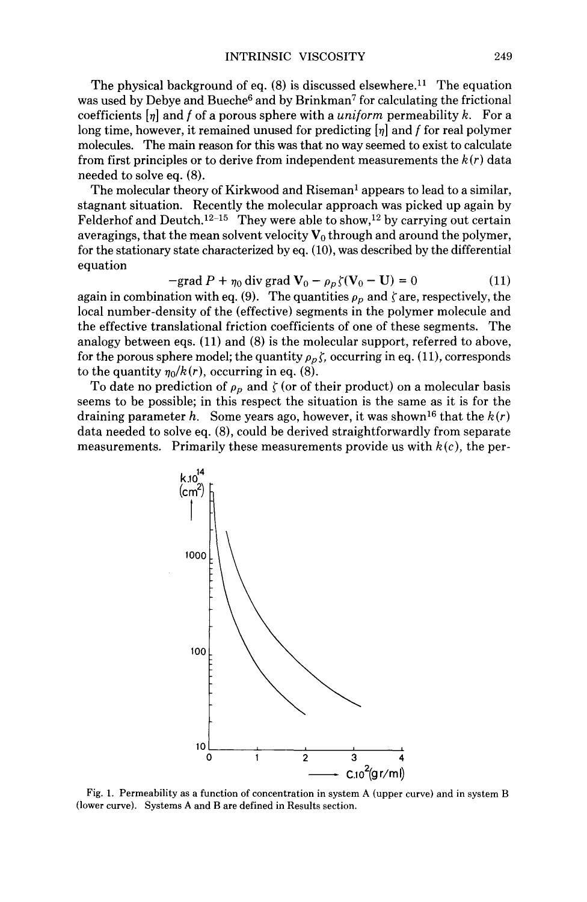The physical background of eq. (8) is discussed elsewhere.[11] The equation was used by Debye and Bueche[6] and by Brinkman[7] for calculating the frictional coefficients $[\eta]$ and $f$ of a porous sphere with a *uniform* permeability $k$. For a long time, however, it remained unused for predicting $[\eta]$ and $f$ for real polymer molecules. The main reason for this was that no way seemed to exist to calculate from first principles or to derive from independent measurements the $k(r)$ data needed to solve eq. (8).

The molecular theory of Kirkwood and Riseman[1] appears to lead to a similar, stagnant situation. Recently the molecular approach was picked up again by Felderhof and Deutch.[12–15] They were able to show,[12] by carrying out certain averagings, that the mean solvent velocity $\mathbf{V}_0$ through and around the polymer, for the stationary state characterized by eq. (10), was described by the differential equation

$$-\text{grad}\, P + \eta_0 \,\text{div grad}\, \mathbf{V}_0 - \rho_p \zeta (\mathbf{V}_0 - \mathbf{U}) = 0 \qquad (11)$$

again in combination with eq. (9). The quantities $\rho_p$ and $\zeta$ are, respectively, the local number-density of the (effective) segments in the polymer molecule and the effective translational friction coefficients of one of these segments. The analogy between eqs. (11) and (8) is the molecular support, referred to above, for the porous sphere model; the quantity $\rho_p \zeta$, occurring in eq. (11), corresponds to the quantity $\eta_0/k(r)$, occurring in eq. (8).

To date no prediction of $\rho_p$ and $\zeta$ (or of their product) on a molecular basis seems to be possible; in this respect the situation is the same as it is for the draining parameter $h$. Some years ago, however, it was shown[16] that the $k(r)$ data needed to solve eq. (8), could be derived straightforwardly from separate measurements. Primarily these measurements provide us with $k(c)$, the per-

Fig. 1. Permeability as a function of concentration in system A (upper curve) and in system B (lower curve). Systems A and B are defined in Results section.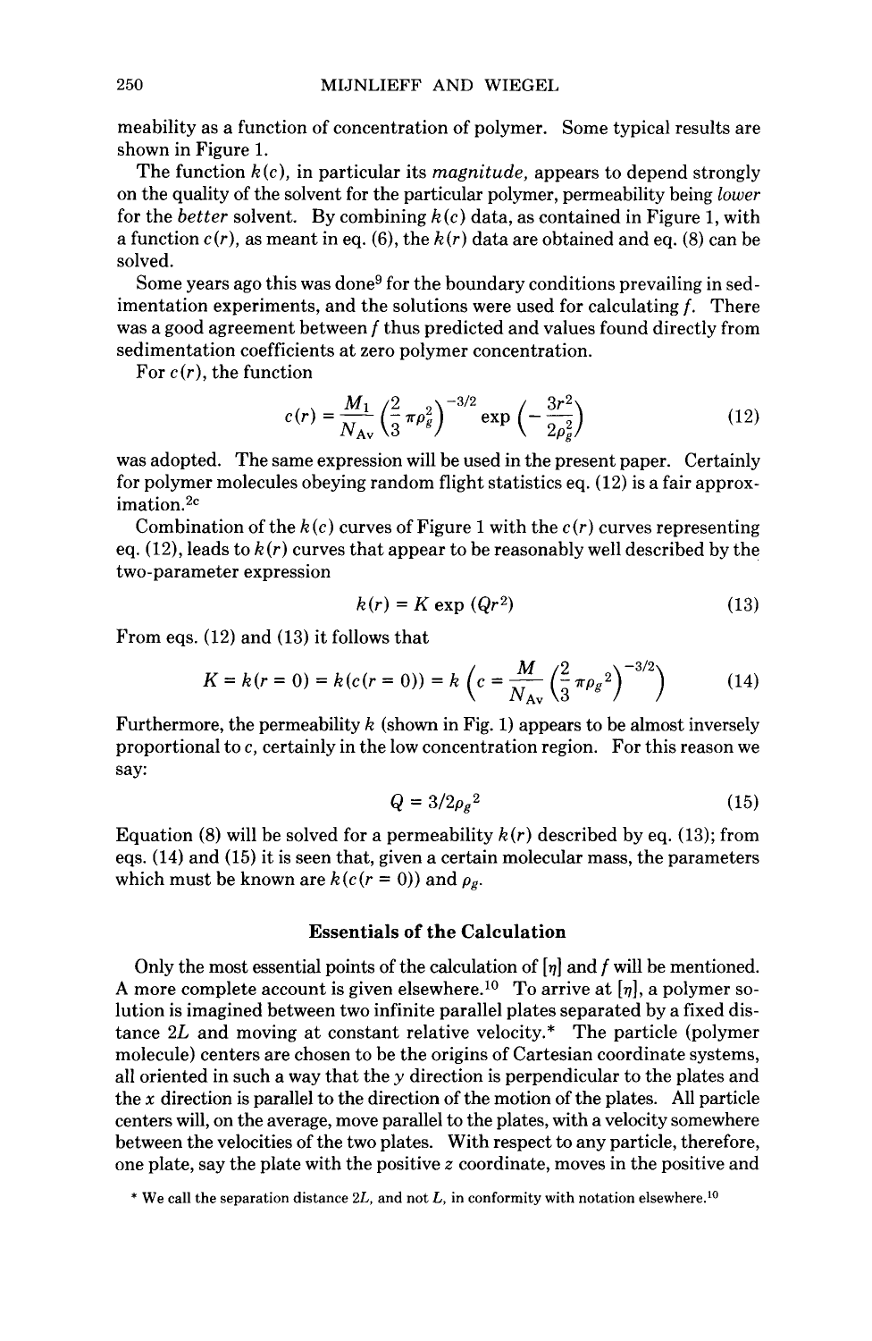meability as a function of concentration of polymer. Some typical results are shown in Figure 1.

The function $k(c)$, in particular its *magnitude*, appears to depend strongly on the quality of the solvent for the particular polymer, permeability being *lower* for the *better* solvent. By combining $k(c)$ data, as contained in Figure 1, with a function $c(r)$, as meant in eq. (6), the $k(r)$ data are obtained and eq. (8) can be solved.

Some years ago this was done[9] for the boundary conditions prevailing in sedimentation experiments, and the solutions were used for calculating $f$. There was a good agreement between $f$ thus predicted and values found directly from sedimentation coefficients at zero polymer concentration.

For $c(r)$, the function

$$c(r) = \frac{M_1}{N_{\text{Av}}} \left(\frac{2}{3}\pi \rho_g^2\right)^{-3/2} \exp\left(-\frac{3r^2}{2\rho_g^2}\right) \tag{12}$$

was adopted. The same expression will be used in the present paper. Certainly for polymer molecules obeying random flight statistics eq. (12) is a fair approximation.[2c]

Combination of the $k(c)$ curves of Figure 1 with the $c(r)$ curves representing eq. (12), leads to $k(r)$ curves that appear to be reasonably well described by the two-parameter expression

$$k(r) = K \exp(Qr^2) \tag{13}$$

From eqs. (12) and (13) it follows that

$$K = k(r = 0) = k(c(r = 0)) = k\left(c = \frac{M}{N_{\text{Av}}}\left(\frac{2}{3}\pi \rho_g{}^2\right)^{-3/2}\right) \tag{14}$$

Furthermore, the permeability $k$ (shown in Fig. 1) appears to be almost inversely proportional to $c$, certainly in the low concentration region. For this reason we say:

$$Q = 3/2\rho_g{}^2 \tag{15}$$

Equation (8) will be solved for a permeability $k(r)$ described by eq. (13); from eqs. (14) and (15) it is seen that, given a certain molecular mass, the parameters which must be known are $k(c(r = 0))$ and $\rho_g$.

## Essentials of the Calculation

Only the most essential points of the calculation of $[\eta]$ and $f$ will be mentioned. A more complete account is given elsewhere.[10] To arrive at $[\eta]$, a polymer solution is imagined between two infinite parallel plates separated by a fixed distance $2L$ and moving at constant relative velocity.* The particle (polymer molecule) centers are chosen to be the origins of Cartesian coordinate systems, all oriented in such a way that the $y$ direction is perpendicular to the plates and the $x$ direction is parallel to the direction of the motion of the plates. All particle centers will, on the average, move parallel to the plates, with a velocity somewhere between the velocities of the two plates. With respect to any particle, therefore, one plate, say the plate with the positive $z$ coordinate, moves in the positive and

\* We call the separation distance $2L$, and not $L$, in conformity with notation elsewhere.[10]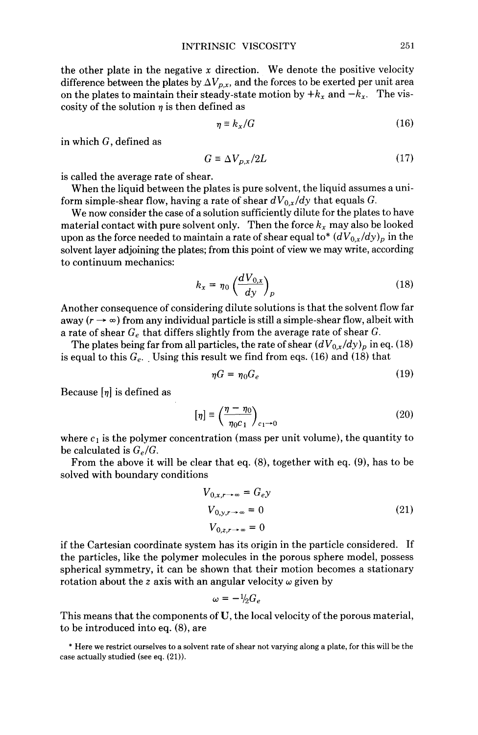the other plate in the negative $x$ direction. We denote the positive velocity difference between the plates by $\Delta V_{p,x}$, and the forces to be exerted per unit area on the plates to maintain their steady-state motion by $+k_x$ and $-k_x$. The viscosity of the solution $\eta$ is then defined as

$$\eta \equiv k_x/G \tag{16}$$

in which $G$, defined as

$$G \equiv \Delta V_{p,x}/2L \tag{17}$$

is called the average rate of shear.

When the liquid between the plates is pure solvent, the liquid assumes a uniform simple-shear flow, having a rate of shear $dV_{0,x}/dy$ that equals $G$.

We now consider the case of a solution sufficiently dilute for the plates to have material contact with pure solvent only. Then the force $k_x$ may also be looked upon as the force needed to maintain a rate of shear equal to* $(dV_{0,x}/dy)_p$ in the solvent layer adjoining the plates; from this point of view we may write, according to continuum mechanics:

$$k_x = \eta_0 \left(\frac{dV_{0,x}}{dy}\right)_p \tag{18}$$

Another consequence of considering dilute solutions is that the solvent flow far away ($r \to \infty$) from any individual particle is still a simple-shear flow, albeit with a rate of shear $G_e$ that differs slightly from the average rate of shear $G$.

The plates being far from all particles, the rate of shear $(dV_{0,x}/dy)_p$ in eq. (18) is equal to this $G_e$. Using this result we find from eqs. (16) and (18) that

$$\eta G = \eta_0 G_e \tag{19}$$

Because $[\eta]$ is defined as

$$[\eta] \equiv \left(\frac{\eta - \eta_0}{\eta_0 c_1}\right)_{c_1 \to 0} \tag{20}$$

where $c_1$ is the polymer concentration (mass per unit volume), the quantity to be calculated is $G_e/G$.

From the above it will be clear that eq. (8), together with eq. (9), has to be solved with boundary conditions

$$\begin{aligned} V_{0,x,r\to\infty} &= G_e y \\ V_{0,y,r\to\infty} &= 0 \\ V_{0,z,r\to\infty} &= 0 \end{aligned} \tag{21}$$

if the Cartesian coordinate system has its origin in the particle considered. If the particles, like the polymer molecules in the porous sphere model, possess spherical symmetry, it can be shown that their motion becomes a stationary rotation about the $z$ axis with an angular velocity $\omega$ given by

$$\omega = -\tfrac{1}{2} G_e$$

This means that the components of $\mathbf{U}$, the local velocity of the porous material, to be introduced into eq. (8), are

* Here we restrict ourselves to a solvent rate of shear not varying along a plate, for this will be the case actually studied (see eq. (21)).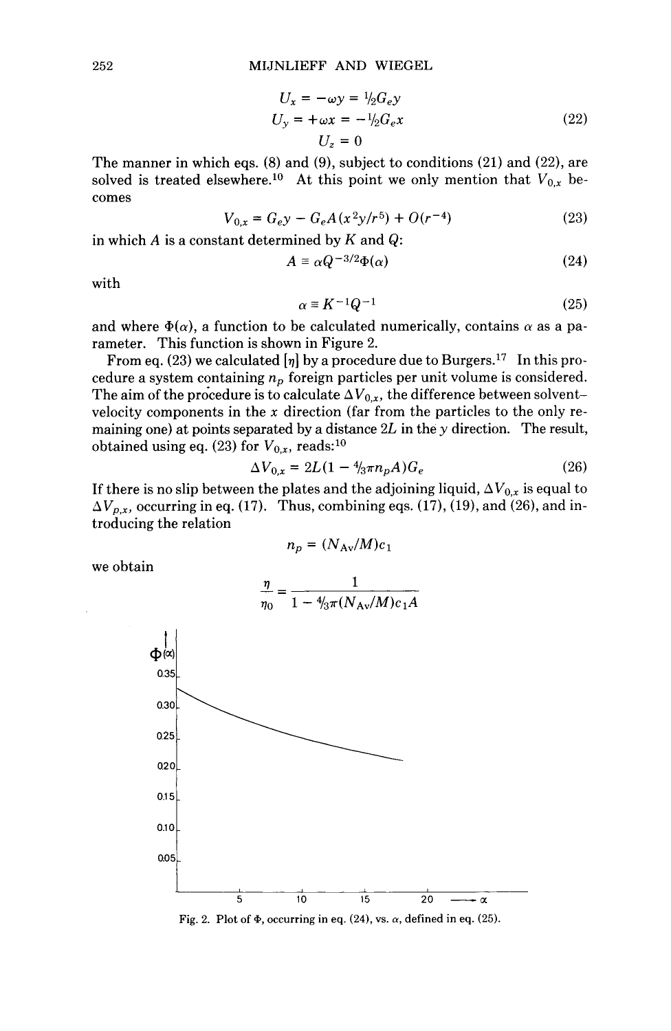$$U_x = -\omega y = \tfrac{1}{2}G_e y$$
$$U_y = +\omega x = -\tfrac{1}{2}G_e x \qquad (22)$$
$$U_z = 0$$

The manner in which eqs. (8) and (9), subject to conditions (21) and (22), are solved is treated elsewhere.[10] At this point we only mention that $V_{0,x}$ becomes

$$V_{0,x} = G_e y - G_e A(x^2 y/r^5) + O(r^{-4}) \qquad (23)$$

in which $A$ is a constant determined by $K$ and $Q$:

$$A \equiv \alpha Q^{-3/2}\Phi(\alpha) \qquad (24)$$

with

$$\alpha \equiv K^{-1}Q^{-1} \qquad (25)$$

and where $\Phi(\alpha)$, a function to be calculated numerically, contains $\alpha$ as a parameter. This function is shown in Figure 2.

From eq. (23) we calculated $[\eta]$ by a procedure due to Burgers.[17] In this procedure a system containing $n_p$ foreign particles per unit volume is considered. The aim of the procedure is to calculate $\Delta V_{0,x}$, the difference between solvent-velocity components in the $x$ direction (far from the particles to the only remaining one) at points separated by a distance $2L$ in the $y$ direction. The result, obtained using eq. (23) for $V_{0,x}$, reads:[10]

$$\Delta V_{0,x} = 2L(1 - \tfrac{4}{3}\pi n_p A)G_e \qquad (26)$$

If there is no slip between the plates and the adjoining liquid, $\Delta V_{0,x}$ is equal to $\Delta V_{p,x}$, occurring in eq. (17). Thus, combining eqs. (17), (19), and (26), and introducing the relation

$$n_p = (N_{Av}/M)c_1$$

we obtain

$$\frac{\eta}{\eta_0} = \frac{1}{1 - \tfrac{4}{3}\pi(N_{Av}/M)c_1 A}$$

Fig. 2. Plot of $\Phi$, occurring in eq. (24), vs. $\alpha$, defined in eq. (25).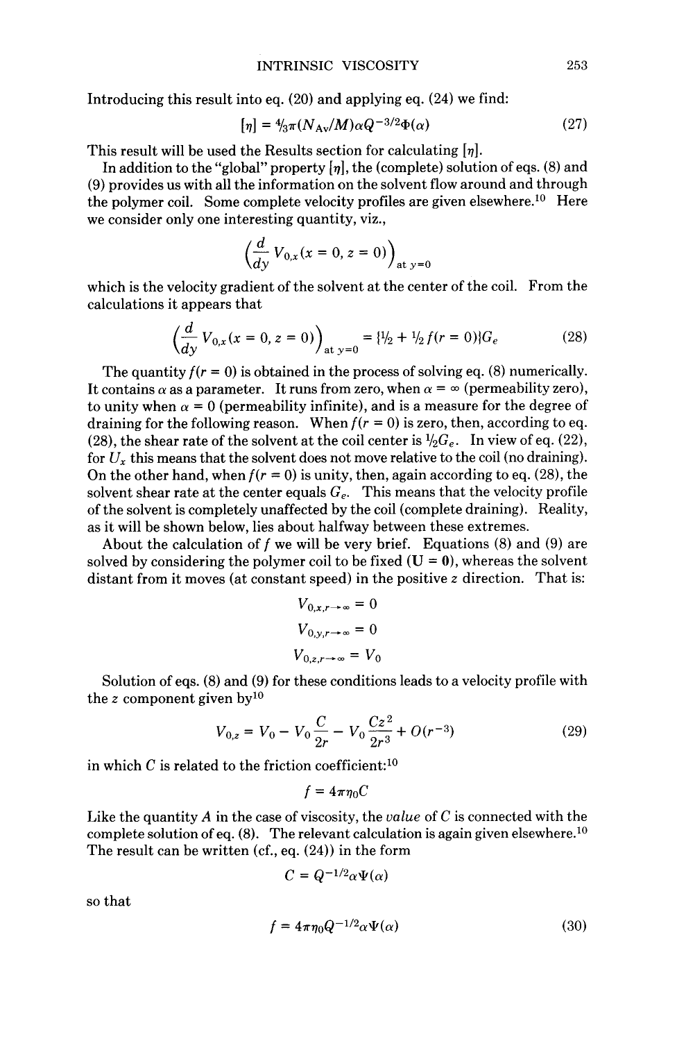Introducing this result into eq. (20) and applying eq. (24) we find:

$$[\eta] = \tfrac{4}{3}\pi (N_{Av}/M)\alpha Q^{-3/2}\Phi(\alpha) \tag{27}$$

This result will be used the Results section for calculating $[\eta]$.

In addition to the "global" property $[\eta]$, the (complete) solution of eqs. (8) and (9) provides us with all the information on the solvent flow around and through the polymer coil. Some complete velocity profiles are given elsewhere.[10] Here we consider only one interesting quantity, viz.,

$$\left(\frac{d}{dy} V_{0,x}(x = 0, z = 0)\right)_{\text{at } y=0}$$

which is the velocity gradient of the solvent at the center of the coil. From the calculations it appears that

$$\left(\frac{d}{dy} V_{0,x}(x = 0, z = 0)\right)_{\text{at } y=0} = \{\tfrac{1}{2} + \tfrac{1}{2} f(r = 0)\} G_e \tag{28}$$

The quantity $f(r = 0)$ is obtained in the process of solving eq. (8) numerically. It contains $\alpha$ as a parameter. It runs from zero, when $\alpha = \infty$ (permeability zero), to unity when $\alpha = 0$ (permeability infinite), and is a measure for the degree of draining for the following reason. When $f(r = 0)$ is zero, then, according to eq. (28), the shear rate of the solvent at the coil center is $\tfrac{1}{2}G_e$. In view of eq. (22), for $U_x$ this means that the solvent does not move relative to the coil (no draining). On the other hand, when $f(r = 0)$ is unity, then, again according to eq. (28), the solvent shear rate at the center equals $G_e$. This means that the velocity profile of the solvent is completely unaffected by the coil (complete draining). Reality, as it will be shown below, lies about halfway between these extremes.

About the calculation of $f$ we will be very brief. Equations (8) and (9) are solved by considering the polymer coil to be fixed ($\mathbf{U} = \mathbf{0}$), whereas the solvent distant from it moves (at constant speed) in the positive $z$ direction. That is:

$$V_{0,x,r\to\infty} = 0$$

$$V_{0,y,r\to\infty} = 0$$

$$V_{0,z,r\to\infty} = V_0$$

Solution of eqs. (8) and (9) for these conditions leads to a velocity profile with the $z$ component given by[10]

$$V_{0,z} = V_0 - V_0 \frac{C}{2r} - V_0 \frac{Cz^2}{2r^3} + O(r^{-3}) \tag{29}$$

in which $C$ is related to the friction coefficient:[10]

$$f = 4\pi\eta_0 C$$

Like the quantity $A$ in the case of viscosity, the *value* of $C$ is connected with the complete solution of eq. (8). The relevant calculation is again given elsewhere.[10] The result can be written (cf., eq. (24)) in the form

$$C = Q^{-1/2}\alpha\Psi(\alpha)$$

so that

$$f = 4\pi\eta_0 Q^{-1/2}\alpha\Psi(\alpha) \tag{30}$$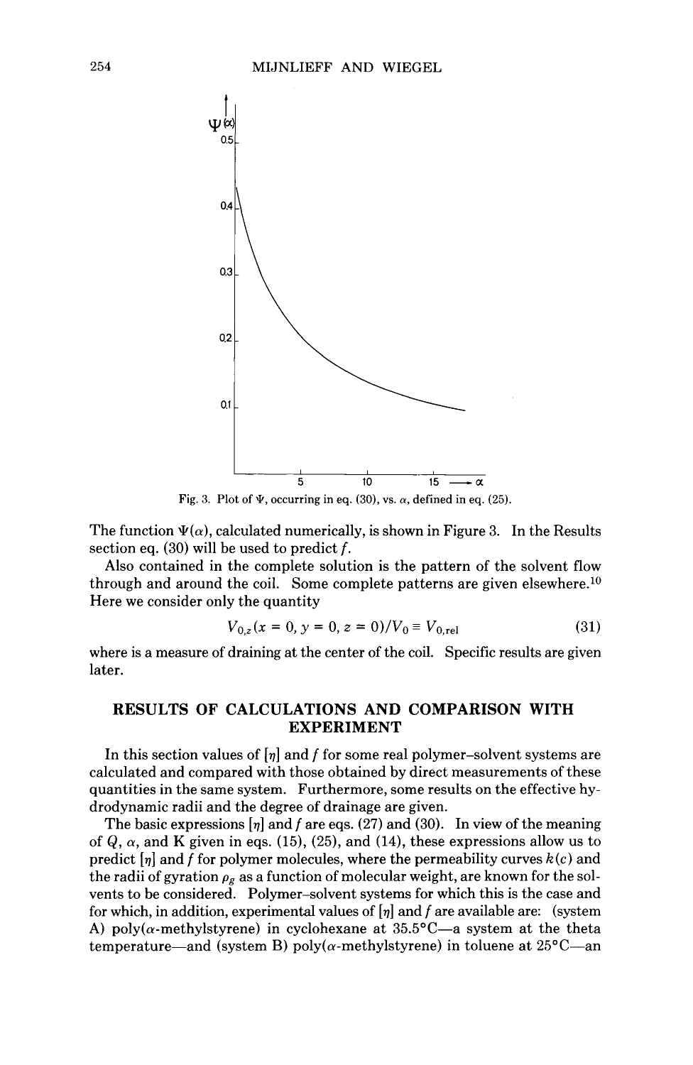Fig. 3. Plot of $\Psi$, occurring in eq. (30), vs. $\alpha$, defined in eq. (25).

The function $\Psi(\alpha)$, calculated numerically, is shown in Figure 3. In the Results section eq. (30) will be used to predict $f$.

Also contained in the complete solution is the pattern of the solvent flow through and around the coil. Some complete patterns are given elsewhere.[10] Here we consider only the quantity

$$V_{0,z}(x = 0, y = 0, z = 0)/V_0 \equiv V_{0,\mathrm{rel}} \tag{31}$$

where is a measure of draining at the center of the coil. Specific results are given later.

## RESULTS OF CALCULATIONS AND COMPARISON WITH EXPERIMENT

In this section values of $[\eta]$ and $f$ for some real polymer–solvent systems are calculated and compared with those obtained by direct measurements of these quantities in the same system. Furthermore, some results on the effective hydrodynamic radii and the degree of drainage are given.

The basic expressions $[\eta]$ and $f$ are eqs. (27) and (30). In view of the meaning of $Q$, $\alpha$, and K given in eqs. (15), (25), and (14), these expressions allow us to predict $[\eta]$ and $f$ for polymer molecules, where the permeability curves $k(c)$ and the radii of gyration $\rho_g$ as a function of molecular weight, are known for the solvents to be considered. Polymer–solvent systems for which this is the case and for which, in addition, experimental values of $[\eta]$ and $f$ are available are: (system A) poly($\alpha$-methylstyrene) in cyclohexane at 35.5°C—a system at the theta temperature—and (system B) poly($\alpha$-methylstyrene) in toluene at 25°C—an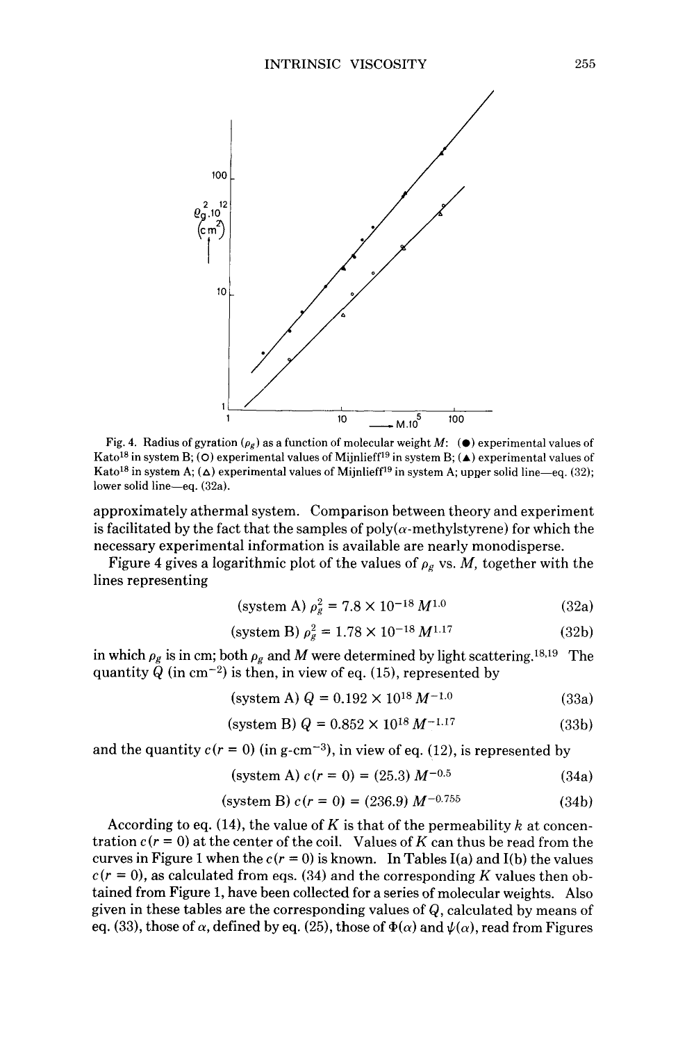Fig. 4. Radius of gyration ($\rho_g$) as a function of molecular weight $M$: (●) experimental values of Kato[18] in system B; (○) experimental values of Mijnlieff[19] in system B; (▲) experimental values of Kato[18] in system A; (△) experimental values of Mijnlieff[19] in system A; upper solid line—eq. (32); lower solid line—eq. (32a).

approximately athermal system. Comparison between theory and experiment is facilitated by the fact that the samples of poly($\alpha$-methylstyrene) for which the necessary experimental information is available are nearly monodisperse.

Figure 4 gives a logarithmic plot of the values of $\rho_g$ vs. $M$, together with the lines representing

$$\text{(system A)}\ \rho_g^2 = 7.8 \times 10^{-18} M^{1.0} \tag{32a}$$

$$\text{(system B)}\ \rho_g^2 = 1.78 \times 10^{-18} M^{1.17} \tag{32b}$$

in which $\rho_g$ is in cm; both $\rho_g$ and $M$ were determined by light scattering.[18,19] The quantity $Q$ (in cm$^{-2}$) is then, in view of eq. (15), represented by

$$\text{(system A)}\ Q = 0.192 \times 10^{18} M^{-1.0} \tag{33a}$$

$$\text{(system B)}\ Q = 0.852 \times 10^{18} M^{-1.17} \tag{33b}$$

and the quantity $c(r = 0)$ (in g-cm$^{-3}$), in view of eq. (12), is represented by

$$\text{(system A)}\ c(r = 0) = (25.3)\ M^{-0.5} \tag{34a}$$

$$\text{(system B)}\ c(r = 0) = (236.9)\ M^{-0.755} \tag{34b}$$

According to eq. (14), the value of $K$ is that of the permeability $k$ at concentration $c(r = 0)$ at the center of the coil. Values of $K$ can thus be read from the curves in Figure 1 when the $c(r = 0)$ is known. In Tables I(a) and I(b) the values $c(r = 0)$, as calculated from eqs. (34) and the corresponding $K$ values then obtained from Figure 1, have been collected for a series of molecular weights. Also given in these tables are the corresponding values of $Q$, calculated by means of eq. (33), those of $\alpha$, defined by eq. (25), those of $\Phi(\alpha)$ and $\psi(\alpha)$, read from Figures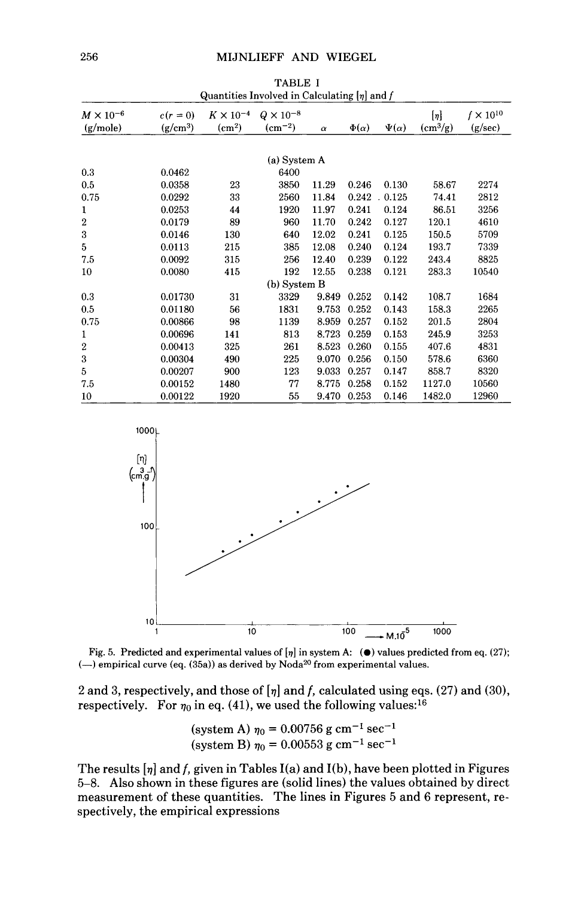TABLE I

Quantities Involved in Calculating $[\eta]$ and $f$

| $M \times 10^{-6}$ (g/mole) | $c(r = 0)$ (g/cm$^3$) | $K \times 10^{-4}$ (cm$^2$) | $Q \times 10^{-8}$ (cm$^{-2}$) | $\alpha$ | $\Phi(\alpha)$ | $\Psi(\alpha)$ | $[\eta]$ (cm$^3$/g) | $f \times 10^{10}$ (g/sec) |
|---|---|---|---|---|---|---|---|---|
| | | | (a) System A | | | | | |
| 0.3 | 0.0462 | | 6400 | | | | | |
| 0.5 | 0.0358 | 23 | 3850 | 11.29 | 0.246 | 0.130 | 58.67 | 2274 |
| 0.75 | 0.0292 | 33 | 2560 | 11.84 | 0.242 | 0.125 | 74.41 | 2812 |
| 1 | 0.0253 | 44 | 1920 | 11.97 | 0.241 | 0.124 | 86.51 | 3256 |
| 2 | 0.0179 | 89 | 960 | 11.70 | 0.242 | 0.127 | 120.1 | 4610 |
| 3 | 0.0146 | 130 | 640 | 12.02 | 0.241 | 0.125 | 150.5 | 5709 |
| 5 | 0.0113 | 215 | 385 | 12.08 | 0.240 | 0.124 | 193.7 | 7339 |
| 7.5 | 0.0092 | 315 | 256 | 12.40 | 0.239 | 0.122 | 243.4 | 8825 |
| 10 | 0.0080 | 415 | 192 | 12.55 | 0.238 | 0.121 | 283.3 | 10540 |
| | | | (b) System B | | | | | |
| 0.3 | 0.01730 | 31 | 3329 | 9.849 | 0.252 | 0.142 | 108.7 | 1684 |
| 0.5 | 0.01180 | 56 | 1831 | 9.753 | 0.252 | 0.143 | 158.3 | 2265 |
| 0.75 | 0.00866 | 98 | 1139 | 8.959 | 0.257 | 0.152 | 201.5 | 2804 |
| 1 | 0.00696 | 141 | 813 | 8.723 | 0.259 | 0.153 | 245.9 | 3253 |
| 2 | 0.00413 | 325 | 261 | 8.523 | 0.260 | 0.155 | 407.6 | 4831 |
| 3 | 0.00304 | 490 | 225 | 9.070 | 0.256 | 0.150 | 578.6 | 6360 |
| 5 | 0.00207 | 900 | 123 | 9.033 | 0.257 | 0.147 | 858.7 | 8320 |
| 7.5 | 0.00152 | 1480 | 77 | 8.775 | 0.258 | 0.152 | 1127.0 | 10560 |
| 10 | 0.00122 | 1920 | 55 | 9.470 | 0.253 | 0.146 | 1482.0 | 12960 |

Fig. 5. Predicted and experimental values of $[\eta]$ in system A: (●) values predicted from eq. (27); (—) empirical curve (eq. (35a)) as derived by Noda[20] from experimental values.

2 and 3, respectively, and those of $[\eta]$ and $f$, calculated using eqs. (27) and (30), respectively. For $\eta_0$ in eq. (41), we used the following values:[16]

$$\text{(system A) } \eta_0 = 0.00756 \text{ g cm}^{-1} \text{ sec}^{-1}$$
$$\text{(system B) } \eta_0 = 0.00553 \text{ g cm}^{-1} \text{ sec}^{-1}$$

The results $[\eta]$ and $f$, given in Tables I(a) and I(b), have been plotted in Figures 5–8. Also shown in these figures are (solid lines) the values obtained by direct measurement of these quantities. The lines in Figures 5 and 6 represent, respectively, the empirical expressions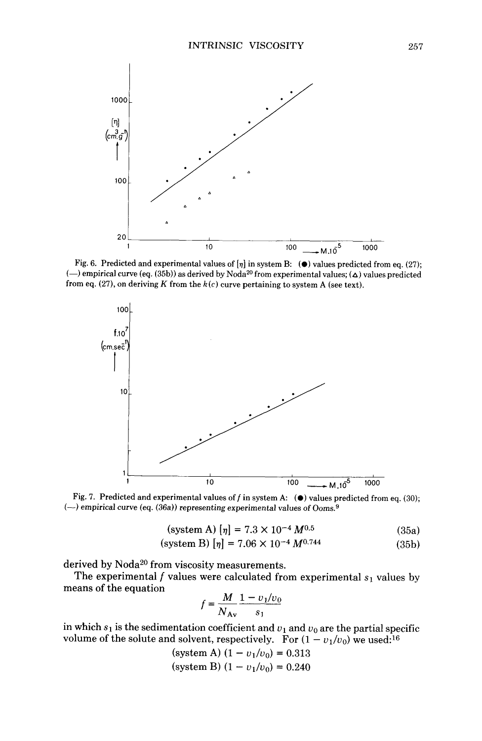Fig. 6. Predicted and experimental values of $[\eta]$ in system B: (●) values predicted from eq. (27); (—) empirical curve (eq. (35b)) as derived by Noda[20] from experimental values; (△) values predicted from eq. (27), on deriving $K$ from the $k(c)$ curve pertaining to system A (see text).

Fig. 7. Predicted and experimental values of $f$ in system A: (●) values predicted from eq. (30); (—) empirical curve (eq. (36a)) representing experimental values of Ooms.[9]

$$\text{(system A)}\ [\eta] = 7.3 \times 10^{-4}\, M^{0.5} \tag{35a}$$

$$\text{(system B)}\ [\eta] = 7.06 \times 10^{-4}\, M^{0.744} \tag{35b}$$

derived by Noda[20] from viscosity measurements.

The experimental $f$ values were calculated from experimental $s_1$ values by means of the equation

$$f = \frac{M}{N_{\text{Av}}} \frac{1 - v_1/v_0}{s_1}$$

in which $s_1$ is the sedimentation coefficient and $v_1$ and $v_0$ are the partial specific volume of the solute and solvent, respectively. For $(1 - v_1/v_0)$ we used:[16]

$$\text{(system A)}\ (1 - v_1/v_0) = 0.313$$

$$\text{(system B)}\ (1 - v_1/v_0) = 0.240$$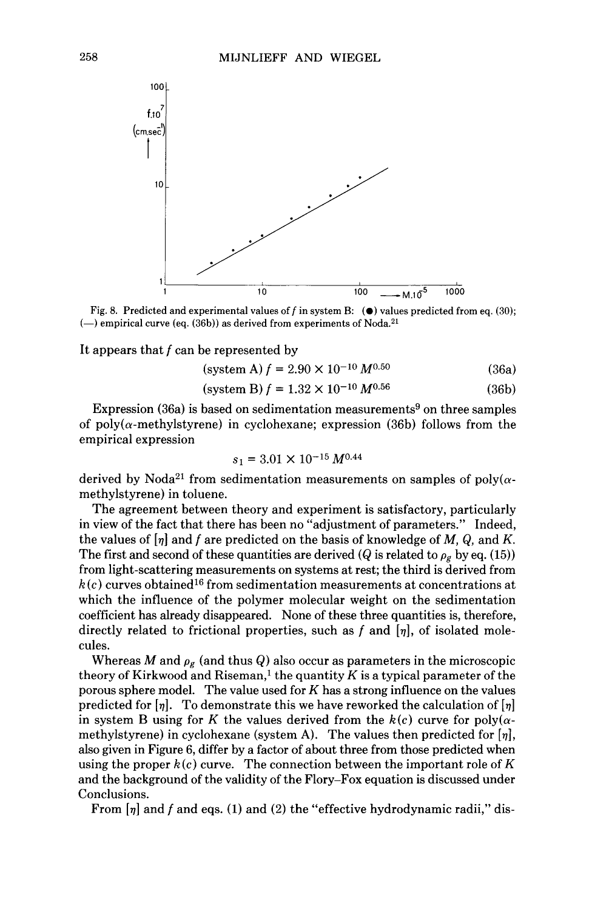Fig. 8. Predicted and experimental values of $f$ in system B: (●) values predicted from eq. (30); (—) empirical curve (eq. (36b)) as derived from experiments of Noda.[21]

It appears that $f$ can be represented by

$$\text{(system A)}\ f = 2.90 \times 10^{-10}\, M^{0.50} \tag{36a}$$

$$\text{(system B)}\ f = 1.32 \times 10^{-10}\, M^{0.56} \tag{36b}$$

Expression (36a) is based on sedimentation measurements[9] on three samples of poly($\alpha$-methylstyrene) in cyclohexane; expression (36b) follows from the empirical expression

$$s_1 = 3.01 \times 10^{-15}\, M^{0.44}$$

derived by Noda[21] from sedimentation measurements on samples of poly($\alpha$-methylstyrene) in toluene.

The agreement between theory and experiment is satisfactory, particularly in view of the fact that there has been no "adjustment of parameters." Indeed, the values of $[\eta]$ and $f$ are predicted on the basis of knowledge of $M$, $Q$, and $K$. The first and second of these quantities are derived ($Q$ is related to $\rho_g$ by eq. (15)) from light-scattering measurements on systems at rest; the third is derived from $k(c)$ curves obtained[16] from sedimentation measurements at concentrations at which the influence of the polymer molecular weight on the sedimentation coefficient has already disappeared. None of these three quantities is, therefore, directly related to frictional properties, such as $f$ and $[\eta]$, of isolated molecules.

Whereas $M$ and $\rho_g$ (and thus $Q$) also occur as parameters in the microscopic theory of Kirkwood and Riseman,[1] the quantity $K$ is a typical parameter of the porous sphere model. The value used for $K$ has a strong influence on the values predicted for $[\eta]$. To demonstrate this we have reworked the calculation of $[\eta]$ in system B using for $K$ the values derived from the $k(c)$ curve for poly($\alpha$-methylstyrene) in cyclohexane (system A). The values then predicted for $[\eta]$, also given in Figure 6, differ by a factor of about three from those predicted when using the proper $k(c)$ curve. The connection between the important role of $K$ and the background of the validity of the Flory–Fox equation is discussed under Conclusions.

From $[\eta]$ and $f$ and eqs. (1) and (2) the "effective hydrodynamic radii," dis-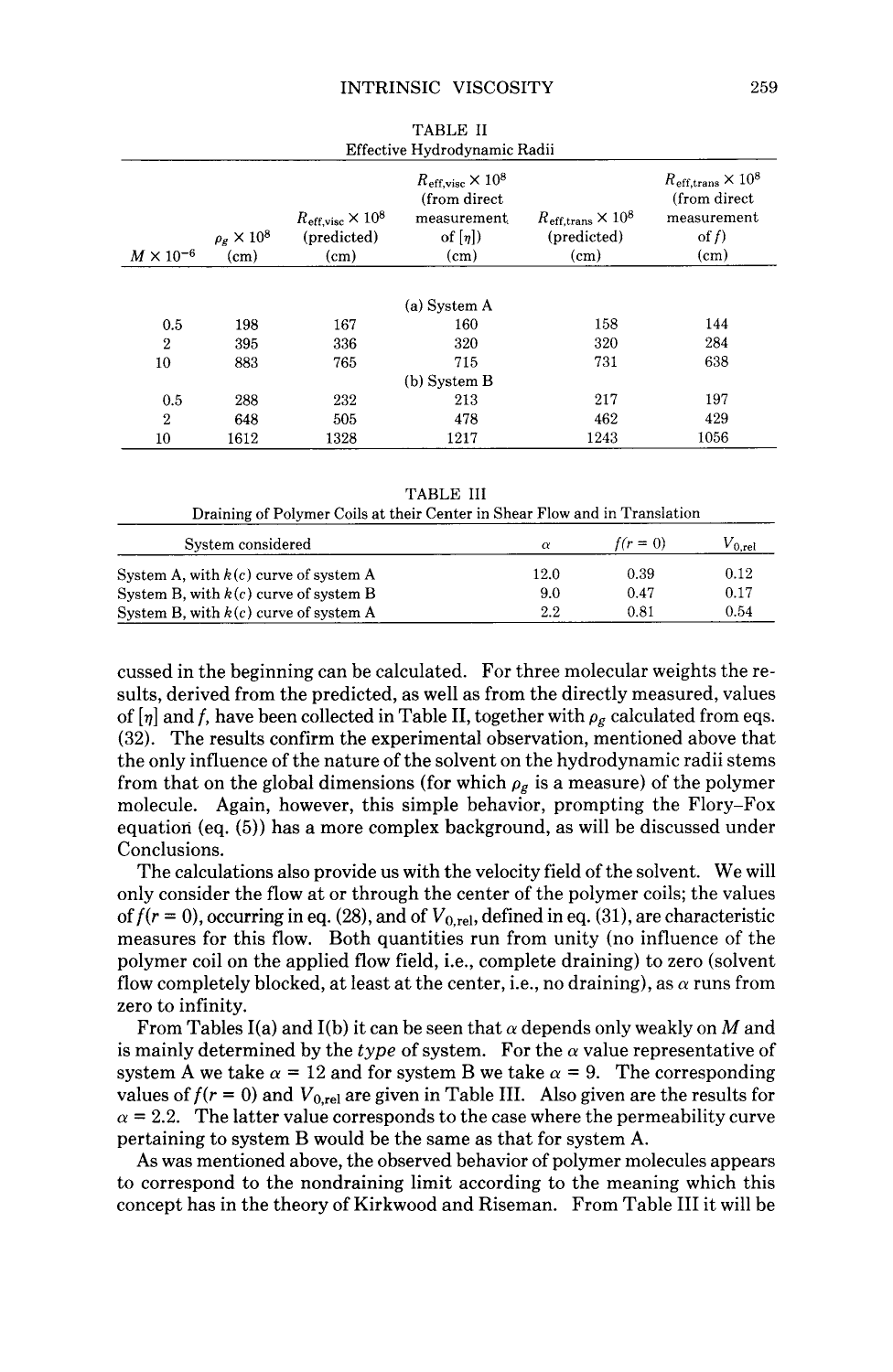TABLE II
Effective Hydrodynamic Radii

| $M \times 10^{-6}$ | $\rho_g \times 10^8$ (cm) | $R_{\text{eff,visc}} \times 10^8$ (predicted) (cm) | $R_{\text{eff,visc}} \times 10^8$ (from direct measurement of $[\eta]$) (cm) | $R_{\text{eff,trans}} \times 10^8$ (predicted) (cm) | $R_{\text{eff,trans}} \times 10^8$ (from direct measurement of $f$) (cm) |
|---|---|---|---|---|---|
| | | | (a) System A | | |
| 0.5 | 198 | 167 | 160 | 158 | 144 |
| 2 | 395 | 336 | 320 | 320 | 284 |
| 10 | 883 | 765 | 715 | 731 | 638 |
| | | | (b) System B | | |
| 0.5 | 288 | 232 | 213 | 217 | 197 |
| 2 | 648 | 505 | 478 | 462 | 429 |
| 10 | 1612 | 1328 | 1217 | 1243 | 1056 |

TABLE III
Draining of Polymer Coils at their Center in Shear Flow and in Translation

| System considered | $\alpha$ | $f(r = 0)$ | $V_{0,\text{rel}}$ |
|---|---|---|---|
| System A, with $k(c)$ curve of system A | 12.0 | 0.39 | 0.12 |
| System B, with $k(c)$ curve of system B | 9.0 | 0.47 | 0.17 |
| System B, with $k(c)$ curve of system A | 2.2 | 0.81 | 0.54 |

cussed in the beginning can be calculated. For three molecular weights the results, derived from the predicted, as well as from the directly measured, values of $[\eta]$ and $f$, have been collected in Table II, together with $\rho_g$ calculated from eqs. (32). The results confirm the experimental observation, mentioned above that the only influence of the nature of the solvent on the hydrodynamic radii stems from that on the global dimensions (for which $\rho_g$ is a measure) of the polymer molecule. Again, however, this simple behavior, prompting the Flory–Fox equation (eq. (5)) has a more complex background, as will be discussed under Conclusions.

The calculations also provide us with the velocity field of the solvent. We will only consider the flow at or through the center of the polymer coils; the values of $f(r = 0)$, occurring in eq. (28), and of $V_{0,\text{rel}}$, defined in eq. (31), are characteristic measures for this flow. Both quantities run from unity (no influence of the polymer coil on the applied flow field, i.e., complete draining) to zero (solvent flow completely blocked, at least at the center, i.e., no draining), as $\alpha$ runs from zero to infinity.

From Tables I(a) and I(b) it can be seen that $\alpha$ depends only weakly on $M$ and is mainly determined by the *type* of system. For the $\alpha$ value representative of system A we take $\alpha = 12$ and for system B we take $\alpha = 9$. The corresponding values of $f(r = 0)$ and $V_{0,\text{rel}}$ are given in Table III. Also given are the results for $\alpha = 2.2$. The latter value corresponds to the case where the permeability curve pertaining to system B would be the same as that for system A.

As was mentioned above, the observed behavior of polymer molecules appears to correspond to the nondraining limit according to the meaning which this concept has in the theory of Kirkwood and Riseman. From Table III it will be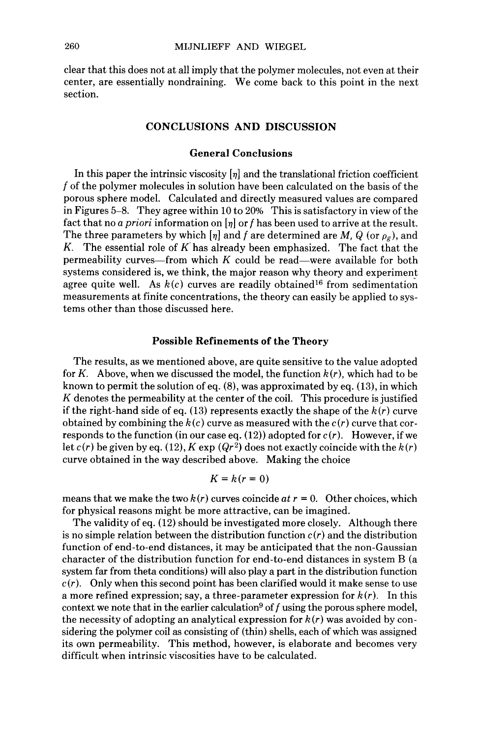clear that this does not at all imply that the polymer molecules, not even at their center, are essentially nondraining. We come back to this point in the next section.

## CONCLUSIONS AND DISCUSSION

### General Conclusions

In this paper the intrinsic viscosity $[\eta]$ and the translational friction coefficient $f$ of the polymer molecules in solution have been calculated on the basis of the porous sphere model. Calculated and directly measured values are compared in Figures 5–8. They agree within 10 to 20% This is satisfactory in view of the fact that no *a priori* information on $[\eta]$ or $f$ has been used to arrive at the result. The three parameters by which $[\eta]$ and $f$ are determined are $M$, $Q$ (or $\rho_g$), and $K$. The essential role of $K$ has already been emphasized. The fact that the permeability curves—from which $K$ could be read—were available for both systems considered is, we think, the major reason why theory and experiment agree quite well. As $k(c)$ curves are readily obtained[16] from sedimentation measurements at finite concentrations, the theory can easily be applied to systems other than those discussed here.

### Possible Refinements of the Theory

The results, as we mentioned above, are quite sensitive to the value adopted for $K$. Above, when we discussed the model, the function $k(r)$, which had to be known to permit the solution of eq. (8), was approximated by eq. (13), in which $K$ denotes the permeability at the center of the coil. This procedure is justified if the right-hand side of eq. (13) represents exactly the shape of the $k(r)$ curve obtained by combining the $k(c)$ curve as measured with the $c(r)$ curve that corresponds to the function (in our case eq. (12)) adopted for $c(r)$. However, if we let $c(r)$ be given by eq. (12), $K \exp(Qr^2)$ does not exactly coincide with the $k(r)$ curve obtained in the way described above. Making the choice

$$K = k(r = 0)$$

means that we make the two $k(r)$ curves coincide *at* $r = 0$. Other choices, which for physical reasons might be more attractive, can be imagined.

The validity of eq. (12) should be investigated more closely. Although there is no simple relation between the distribution function $c(r)$ and the distribution function of end-to-end distances, it may be anticipated that the non-Gaussian character of the distribution function for end-to-end distances in system B (a system far from theta conditions) will also play a part in the distribution function $c(r)$. Only when this second point has been clarified would it make sense to use a more refined expression; say, a three-parameter expression for $k(r)$. In this context we note that in the earlier calculation[9] of $f$ using the porous sphere model, the necessity of adopting an analytical expression for $k(r)$ was avoided by considering the polymer coil as consisting of (thin) shells, each of which was assigned its own permeability. This method, however, is elaborate and becomes very difficult when intrinsic viscosities have to be calculated.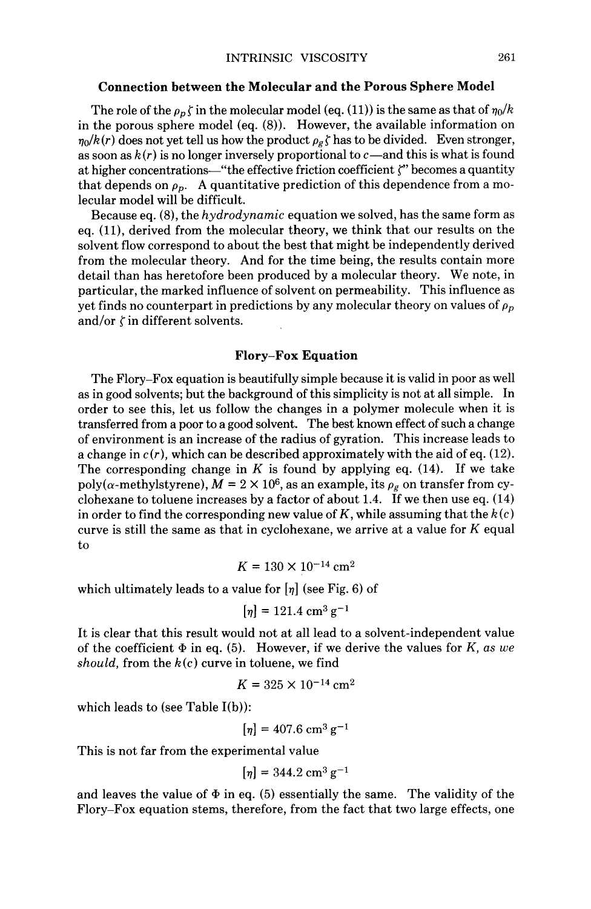### Connection between the Molecular and the Porous Sphere Model

The role of the $\rho_p \zeta$ in the molecular model (eq. (11)) is the same as that of $\eta_0/k$ in the porous sphere model (eq. (8)). However, the available information on $\eta_0/k(r)$ does not yet tell us how the product $\rho_g \zeta$ has to be divided. Even stronger, as soon as $k(r)$ is no longer inversely proportional to $c$—and this is what is found at higher concentrations—"the effective friction coefficient $\zeta$" becomes a quantity that depends on $\rho_p$. A quantitative prediction of this dependence from a molecular model will be difficult.

Because eq. (8), the *hydrodynamic* equation we solved, has the same form as eq. (11), derived from the molecular theory, we think that our results on the solvent flow correspond to about the best that might be independently derived from the molecular theory. And for the time being, the results contain more detail than has heretofore been produced by a molecular theory. We note, in particular, the marked influence of solvent on permeability. This influence as yet finds no counterpart in predictions by any molecular theory on values of $\rho_p$ and/or $\zeta$ in different solvents.

### Flory–Fox Equation

The Flory–Fox equation is beautifully simple because it is valid in poor as well as in good solvents; but the background of this simplicity is not at all simple. In order to see this, let us follow the changes in a polymer molecule when it is transferred from a poor to a good solvent. The best known effect of such a change of environment is an increase of the radius of gyration. This increase leads to a change in $c(r)$, which can be described approximately with the aid of eq. (12). The corresponding change in $K$ is found by applying eq. (14). If we take poly($\alpha$-methylstyrene), $M = 2 \times 10^6$, as an example, its $\rho_g$ on transfer from cyclohexane to toluene increases by a factor of about 1.4. If we then use eq. (14) in order to find the corresponding new value of $K$, while assuming that the $k(c)$ curve is still the same as that in cyclohexane, we arrive at a value for $K$ equal to

$$K = 130 \times 10^{-14}\ \text{cm}^2$$

which ultimately leads to a value for $[\eta]$ (see Fig. 6) of

$$[\eta] = 121.4\ \text{cm}^3\ \text{g}^{-1}$$

It is clear that this result would not at all lead to a solvent-independent value of the coefficient $\Phi$ in eq. (5). However, if we derive the values for $K$, *as we should*, from the $k(c)$ curve in toluene, we find

$$K = 325 \times 10^{-14}\ \text{cm}^2$$

which leads to (see Table I(b)):

$$[\eta] = 407.6\ \text{cm}^3\ \text{g}^{-1}$$

This is not far from the experimental value

$$[\eta] = 344.2\ \text{cm}^3\ \text{g}^{-1}$$

and leaves the value of $\Phi$ in eq. (5) essentially the same. The validity of the Flory–Fox equation stems, therefore, from the fact that two large effects, one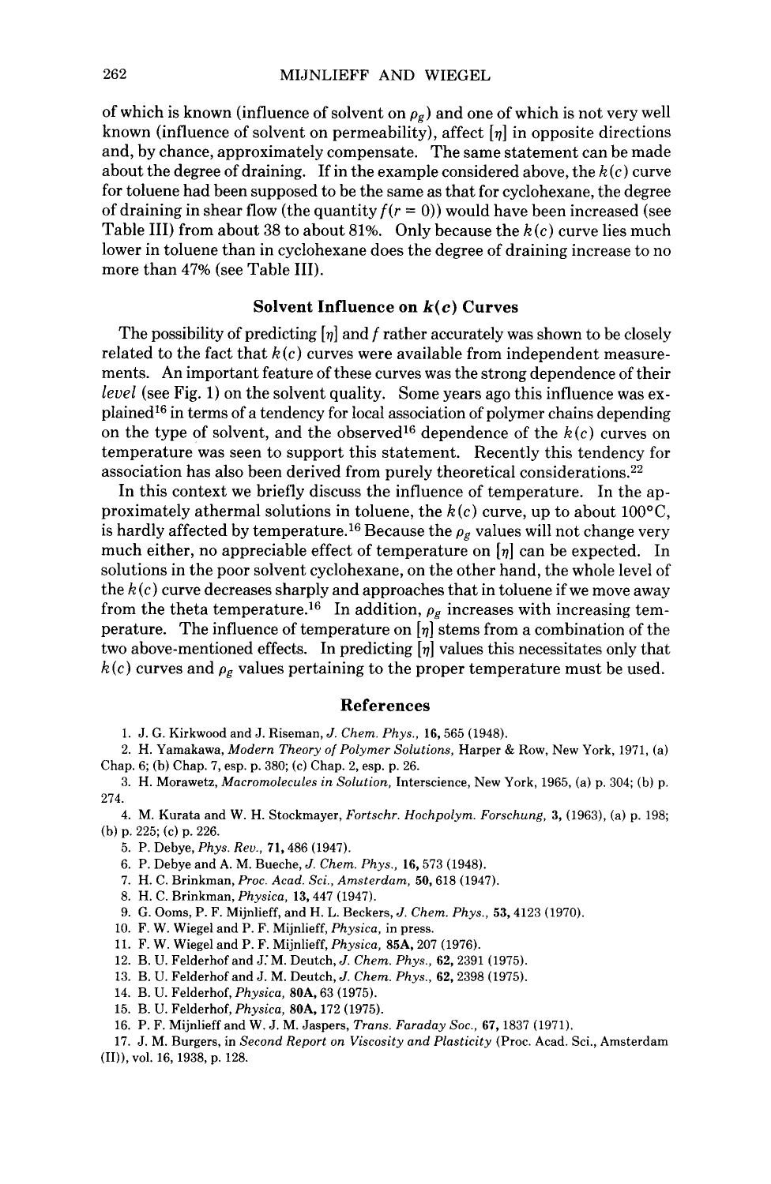of which is known (influence of solvent on $\rho_g$) and one of which is not very well known (influence of solvent on permeability), affect $[\eta]$ in opposite directions and, by chance, approximately compensate. The same statement can be made about the degree of draining. If in the example considered above, the $k(c)$ curve for toluene had been supposed to be the same as that for cyclohexane, the degree of draining in shear flow (the quantity $f(r = 0)$) would have been increased (see Table III) from about 38 to about 81%. Only because the $k(c)$ curve lies much lower in toluene than in cyclohexane does the degree of draining increase to no more than 47% (see Table III).

### Solvent Influence on $k(c)$ Curves

The possibility of predicting $[\eta]$ and $f$ rather accurately was shown to be closely related to the fact that $k(c)$ curves were available from independent measurements. An important feature of these curves was the strong dependence of their *level* (see Fig. 1) on the solvent quality. Some years ago this influence was explained[16] in terms of a tendency for local association of polymer chains depending on the type of solvent, and the observed[16] dependence of the $k(c)$ curves on temperature was seen to support this statement. Recently this tendency for association has also been derived from purely theoretical considerations.[22]

In this context we briefly discuss the influence of temperature. In the approximately athermal solutions in toluene, the $k(c)$ curve, up to about 100°C, is hardly affected by temperature.[16] Because the $\rho_g$ values will not change very much either, no appreciable effect of temperature on $[\eta]$ can be expected. In solutions in the poor solvent cyclohexane, on the other hand, the whole level of the $k(c)$ curve decreases sharply and approaches that in toluene if we move away from the theta temperature.[16] In addition, $\rho_g$ increases with increasing temperature. The influence of temperature on $[\eta]$ stems from a combination of the two above-mentioned effects. In predicting $[\eta]$ values this necessitates only that $k(c)$ curves and $\rho_g$ values pertaining to the proper temperature must be used.

### References

1. J. G. Kirkwood and J. Riseman, *J. Chem. Phys.*, **16**, 565 (1948).
2. H. Yamakawa, *Modern Theory of Polymer Solutions*, Harper & Row, New York, 1971, (a) Chap. 6; (b) Chap. 7, esp. p. 380; (c) Chap. 2, esp. p. 26.
3. H. Morawetz, *Macromolecules in Solution*, Interscience, New York, 1965, (a) p. 304; (b) p. 274.
4. M. Kurata and W. H. Stockmayer, *Fortschr. Hochpolym. Forschung*, **3**, (1963), (a) p. 198; (b) p. 225; (c) p. 226.
5. P. Debye, *Phys. Rev.*, **71**, 486 (1947).
6. P. Debye and A. M. Bueche, *J. Chem. Phys.*, **16**, 573 (1948).
7. H. C. Brinkman, *Proc. Acad. Sci., Amsterdam*, **50**, 618 (1947).
8. H. C. Brinkman, *Physica*, **13**, 447 (1947).
9. G. Ooms, P. F. Mijnlieff, and H. L. Beckers, *J. Chem. Phys.*, **53**, 4123 (1970).
10. F. W. Wiegel and P. F. Mijnlieff, *Physica*, in press.
11. F. W. Wiegel and P. F. Mijnlieff, *Physica*, **85A**, 207 (1976).
12. B. U. Felderhof and J. M. Deutch, *J. Chem. Phys.*, **62**, 2391 (1975).
13. B. U. Felderhof and J. M. Deutch, *J. Chem. Phys.*, **62**, 2398 (1975).
14. B. U. Felderhof, *Physica*, **80A**, 63 (1975).
15. B. U. Felderhof, *Physica*, **80A**, 172 (1975).
16. P. F. Mijnlieff and W. J. M. Jaspers, *Trans. Faraday Soc.*, **67**, 1837 (1971).
17. J. M. Burgers, in *Second Report on Viscosity and Plasticity* (Proc. Acad. Sci., Amsterdam (II)), vol. 16, 1938, p. 128.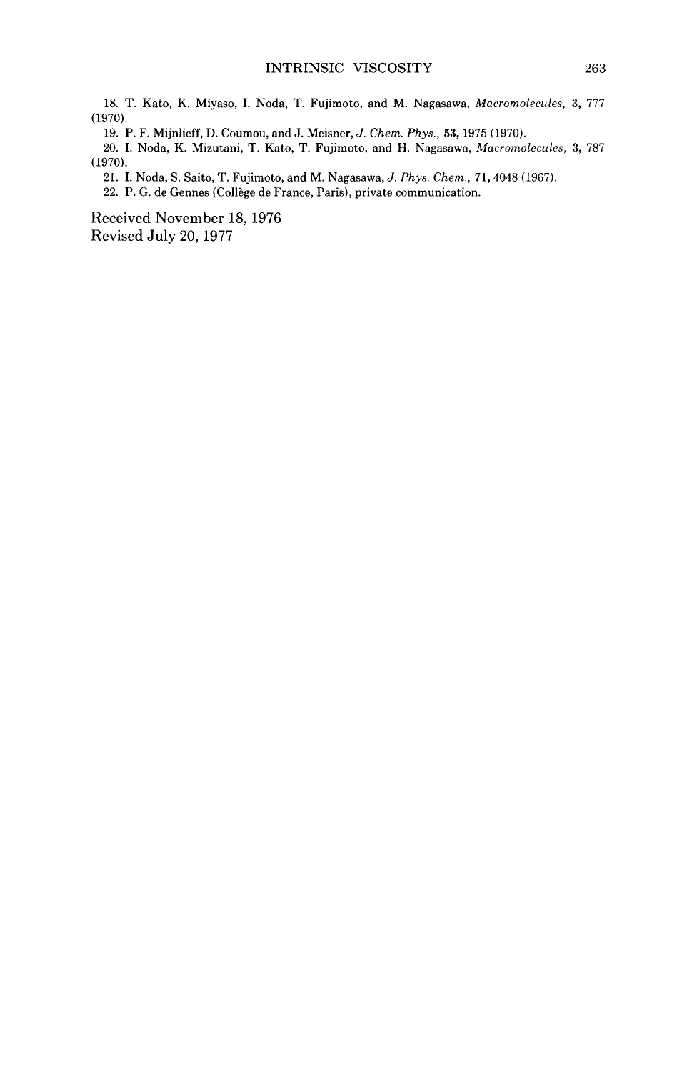18. T. Kato, K. Miyaso, I. Noda, T. Fujimoto, and M. Nagasawa, *Macromolecules,* **3,** 777 (1970).

19. P. F. Mijnlieff, D. Coumou, and J. Meisner, *J. Chem. Phys.,* **53,** 1975 (1970).

20. I. Noda, K. Mizutani, T. Kato, T. Fujimoto, and H. Nagasawa, *Macromolecules,* **3,** 787 (1970).

21. I. Noda, S. Saito, T. Fujimoto, and M. Nagasawa, *J. Phys. Chem.,* **71,** 4048 (1967).

22. P. G. de Gennes (Collège de France, Paris), private communication.

Received November 18, 1976
Revised July 20, 1977